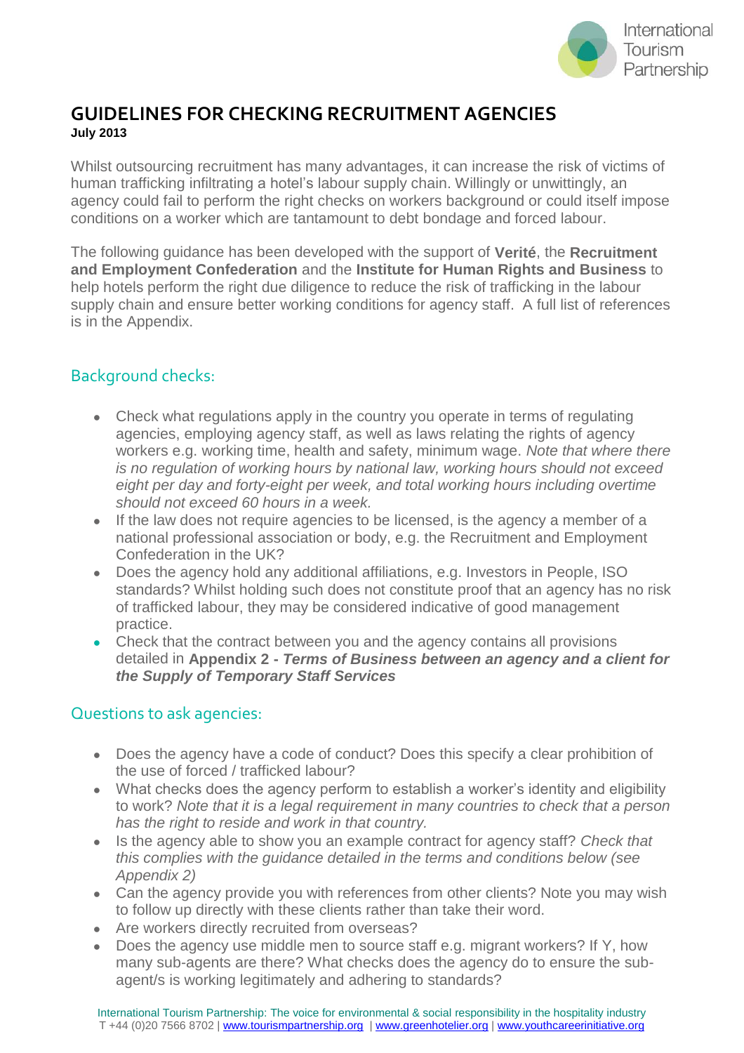# GUIDELINES FOR CHECKING RECRUITMENT AGENCIES

**July 2013**

Whilst outsourcing recruitment has many advantages, it can increase the risk of victims of human trafficking infiltrating a hotel's labour supply chain. Willingly or unwittingly, an agency could fail to perform the right checks on workers background or could itself impose conditions on a worker which are tantamount to debt bondage and forced labour.

The following guidance has been developed with the support of **Verité**, the **Recruitment and Employment Confederation** and the **Institute for Human Rights and Business** to help hotels perform the right due diligence to reduce the risk of trafficking in the labour supply chain and ensure better working conditions for agency staff. A full list of references is in the Appendix.

## Background checks:

- Check what regulations apply in the country you operate in terms of regulating agencies, employing agency staff, as well as laws relating the rights of agency workers e.g. working time, health and safety, minimum wage. *Note that where there is no regulation of working hours by national law, working hours should not exceed eight per day and forty-eight per week, and total working hours including overtime should not exceed 60 hours in a week.*
- If the law does not require agencies to be licensed, is the agency a member of a national professional association or body, e.g. the Recruitment and Employment Confederation in the UK?
- Does the agency hold any additional affiliations, e.g. Investors in People, ISO standards? Whilst holding such does not constitute proof that an agency has no risk of trafficked labour, they may be considered indicative of good management practice.
- Check that the contract between you and the agency contains all provisions detailed in **Appendix 2 - *Terms of Business between an agency and a client for the Supply of Temporary Staff Services***

## Questions to ask agencies:

- Does the agency have a code of conduct? Does this specify a clear prohibition of the use of forced / trafficked labour?
- What checks does the agency perform to establish a worker's identity and eligibility to work? *Note that it is a legal requirement in many countries to check that a person has the right to reside and work in that country.*
- Is the agency able to show you an example contract for agency staff? *Check that this complies with the guidance detailed in the terms and conditions below (see Appendix 2)*
- Can the agency provide you with references from other clients? Note you may wish to follow up directly with these clients rather than take their word.
- Are workers directly recruited from overseas?
- Does the agency use middle men to source staff e.g. migrant workers? If Y, how many sub-agents are there? What checks does the agency do to ensure the sub-agent/s is working legitimately and adhering to standards?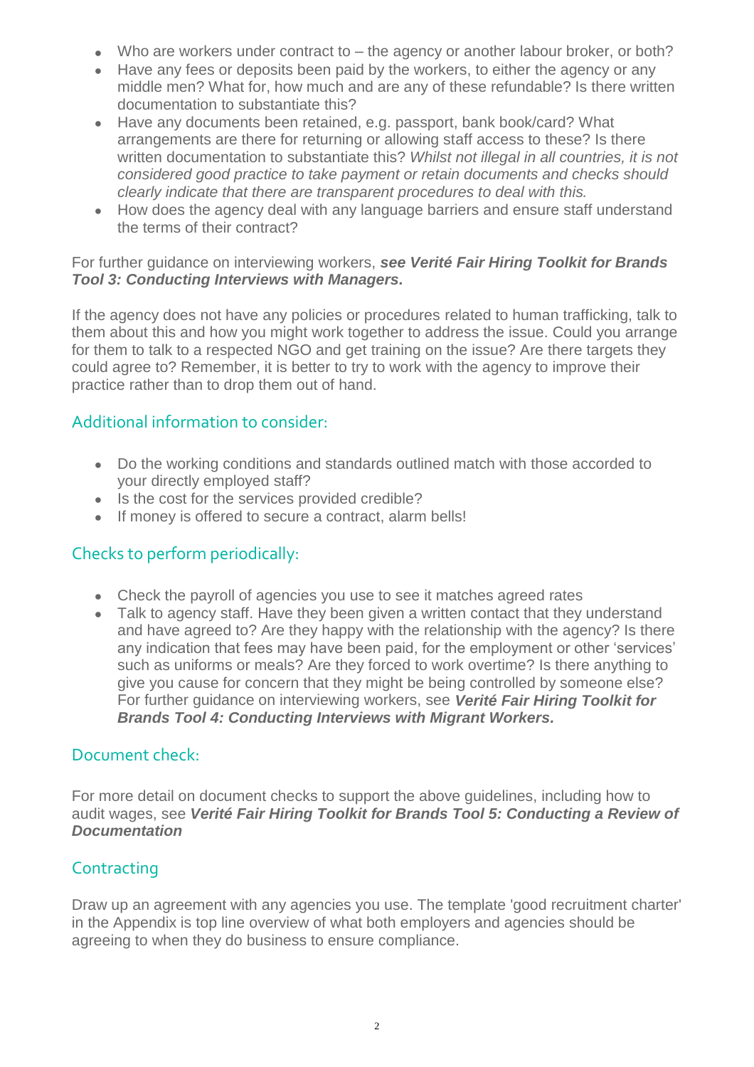- Who are workers under contract to – the agency or another labour broker, or both?
- Have any fees or deposits been paid by the workers, to either the agency or any middle men? What for, how much and are any of these refundable? Is there written documentation to substantiate this?
- Have any documents been retained, e.g. passport, bank book/card? What arrangements are there for returning or allowing staff access to these? Is there written documentation to substantiate this? *Whilst not illegal in all countries, it is not considered good practice to take payment or retain documents and checks should clearly indicate that there are transparent procedures to deal with this.*
- How does the agency deal with any language barriers and ensure staff understand the terms of their contract?

For further guidance on interviewing workers, ***see Verité Fair Hiring Toolkit for Brands Tool 3: Conducting Interviews with Managers.***

If the agency does not have any policies or procedures related to human trafficking, talk to them about this and how you might work together to address the issue. Could you arrange for them to talk to a respected NGO and get training on the issue? Are there targets they could agree to? Remember, it is better to try to work with the agency to improve their practice rather than to drop them out of hand.

## Additional information to consider:

- Do the working conditions and standards outlined match with those accorded to your directly employed staff?
- Is the cost for the services provided credible?
- If money is offered to secure a contract, alarm bells!

## Checks to perform periodically:

- Check the payroll of agencies you use to see it matches agreed rates
- Talk to agency staff. Have they been given a written contact that they understand and have agreed to? Are they happy with the relationship with the agency? Is there any indication that fees may have been paid, for the employment or other 'services' such as uniforms or meals? Are they forced to work overtime? Is there anything to give you cause for concern that they might be being controlled by someone else? For further guidance on interviewing workers, see ***Verité Fair Hiring Toolkit for Brands Tool 4: Conducting Interviews with Migrant Workers.***

## Document check:

For more detail on document checks to support the above guidelines, including how to audit wages, see ***Verité Fair Hiring Toolkit for Brands Tool 5: Conducting a Review of Documentation***

## Contracting

Draw up an agreement with any agencies you use. The template 'good recruitment charter' in the Appendix is top line overview of what both employers and agencies should be agreeing to when they do business to ensure compliance.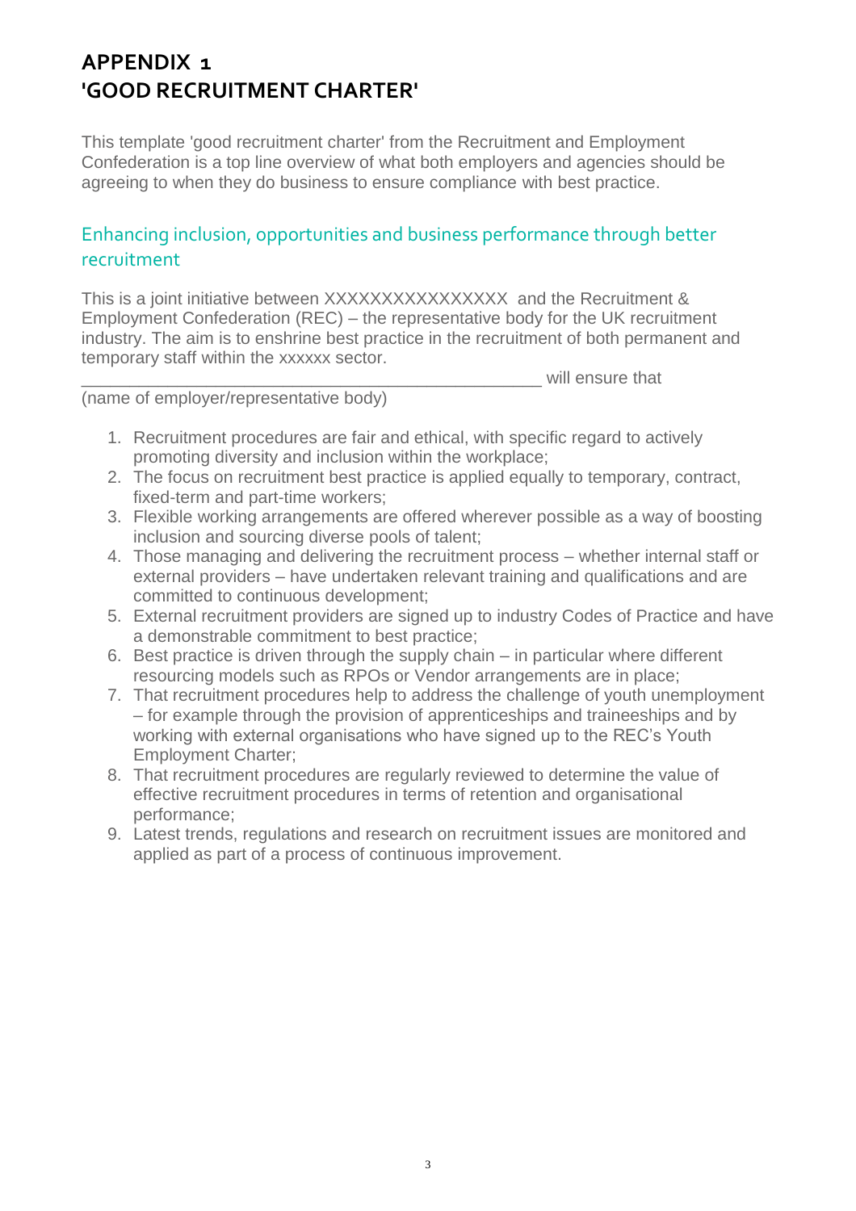# APPENDIX 1
# 'GOOD RECRUITMENT CHARTER'

This template 'good recruitment charter' from the Recruitment and Employment Confederation is a top line overview of what both employers and agencies should be agreeing to when they do business to ensure compliance with best practice.

## Enhancing inclusion, opportunities and business performance through better recruitment

This is a joint initiative between XXXXXXXXXXXXXXXX and the Recruitment & Employment Confederation (REC) – the representative body for the UK recruitment industry. The aim is to enshrine best practice in the recruitment of both permanent and temporary staff within the xxxxxx sector.

_________________________________________________ will ensure that
(name of employer/representative body)

1. Recruitment procedures are fair and ethical, with specific regard to actively promoting diversity and inclusion within the workplace;
2. The focus on recruitment best practice is applied equally to temporary, contract, fixed-term and part-time workers;
3. Flexible working arrangements are offered wherever possible as a way of boosting inclusion and sourcing diverse pools of talent;
4. Those managing and delivering the recruitment process – whether internal staff or external providers – have undertaken relevant training and qualifications and are committed to continuous development;
5. External recruitment providers are signed up to industry Codes of Practice and have a demonstrable commitment to best practice;
6. Best practice is driven through the supply chain – in particular where different resourcing models such as RPOs or Vendor arrangements are in place;
7. That recruitment procedures help to address the challenge of youth unemployment – for example through the provision of apprenticeships and traineeships and by working with external organisations who have signed up to the REC's Youth Employment Charter;
8. That recruitment procedures are regularly reviewed to determine the value of effective recruitment procedures in terms of retention and organisational performance;
9. Latest trends, regulations and research on recruitment issues are monitored and applied as part of a process of continuous improvement.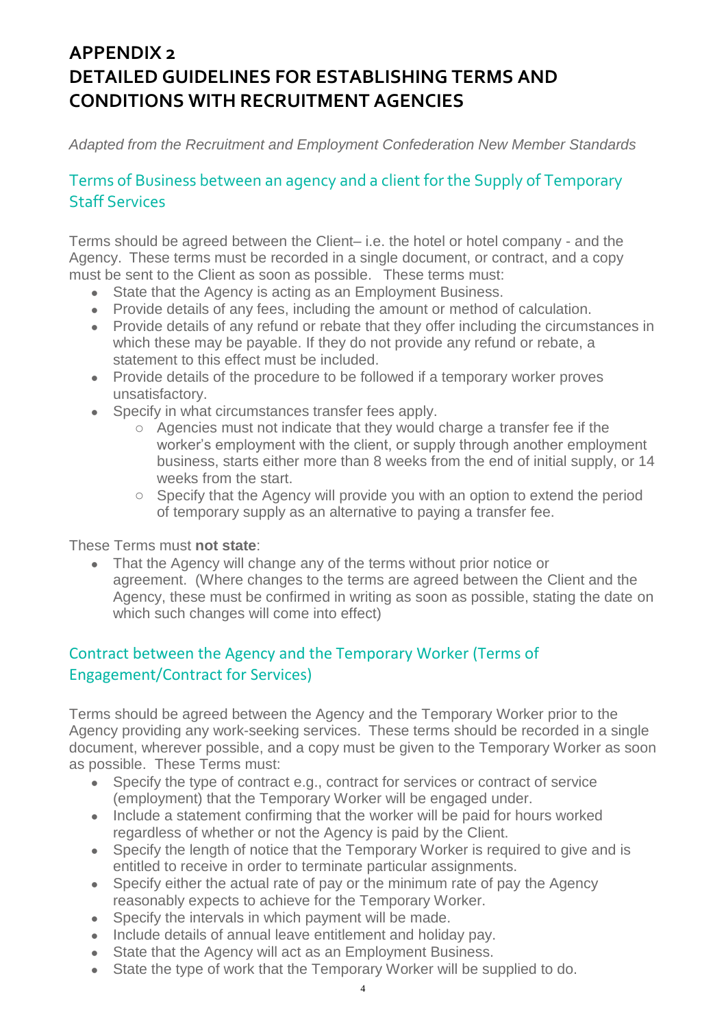# APPENDIX 2
# DETAILED GUIDELINES FOR ESTABLISHING TERMS AND CONDITIONS WITH RECRUITMENT AGENCIES

*Adapted from the Recruitment and Employment Confederation New Member Standards*

## Terms of Business between an agency and a client for the Supply of Temporary Staff Services

Terms should be agreed between the Client– i.e. the hotel or hotel company - and the Agency. These terms must be recorded in a single document, or contract, and a copy must be sent to the Client as soon as possible. These terms must:

- State that the Agency is acting as an Employment Business.
- Provide details of any fees, including the amount or method of calculation.
- Provide details of any refund or rebate that they offer including the circumstances in which these may be payable. If they do not provide any refund or rebate, a statement to this effect must be included.
- Provide details of the procedure to be followed if a temporary worker proves unsatisfactory.
- Specify in what circumstances transfer fees apply.
    - Agencies must not indicate that they would charge a transfer fee if the worker's employment with the client, or supply through another employment business, starts either more than 8 weeks from the end of initial supply, or 14 weeks from the start.
    - Specify that the Agency will provide you with an option to extend the period of temporary supply as an alternative to paying a transfer fee.

These Terms must **not state**:

- That the Agency will change any of the terms without prior notice or agreement. (Where changes to the terms are agreed between the Client and the Agency, these must be confirmed in writing as soon as possible, stating the date on which such changes will come into effect)

## Contract between the Agency and the Temporary Worker (Terms of Engagement/Contract for Services)

Terms should be agreed between the Agency and the Temporary Worker prior to the Agency providing any work-seeking services. These terms should be recorded in a single document, wherever possible, and a copy must be given to the Temporary Worker as soon as possible. These Terms must:

- Specify the type of contract e.g., contract for services or contract of service (employment) that the Temporary Worker will be engaged under.
- Include a statement confirming that the worker will be paid for hours worked regardless of whether or not the Agency is paid by the Client.
- Specify the length of notice that the Temporary Worker is required to give and is entitled to receive in order to terminate particular assignments.
- Specify either the actual rate of pay or the minimum rate of pay the Agency reasonably expects to achieve for the Temporary Worker.
- Specify the intervals in which payment will be made.
- Include details of annual leave entitlement and holiday pay.
- State that the Agency will act as an Employment Business.
- State the type of work that the Temporary Worker will be supplied to do.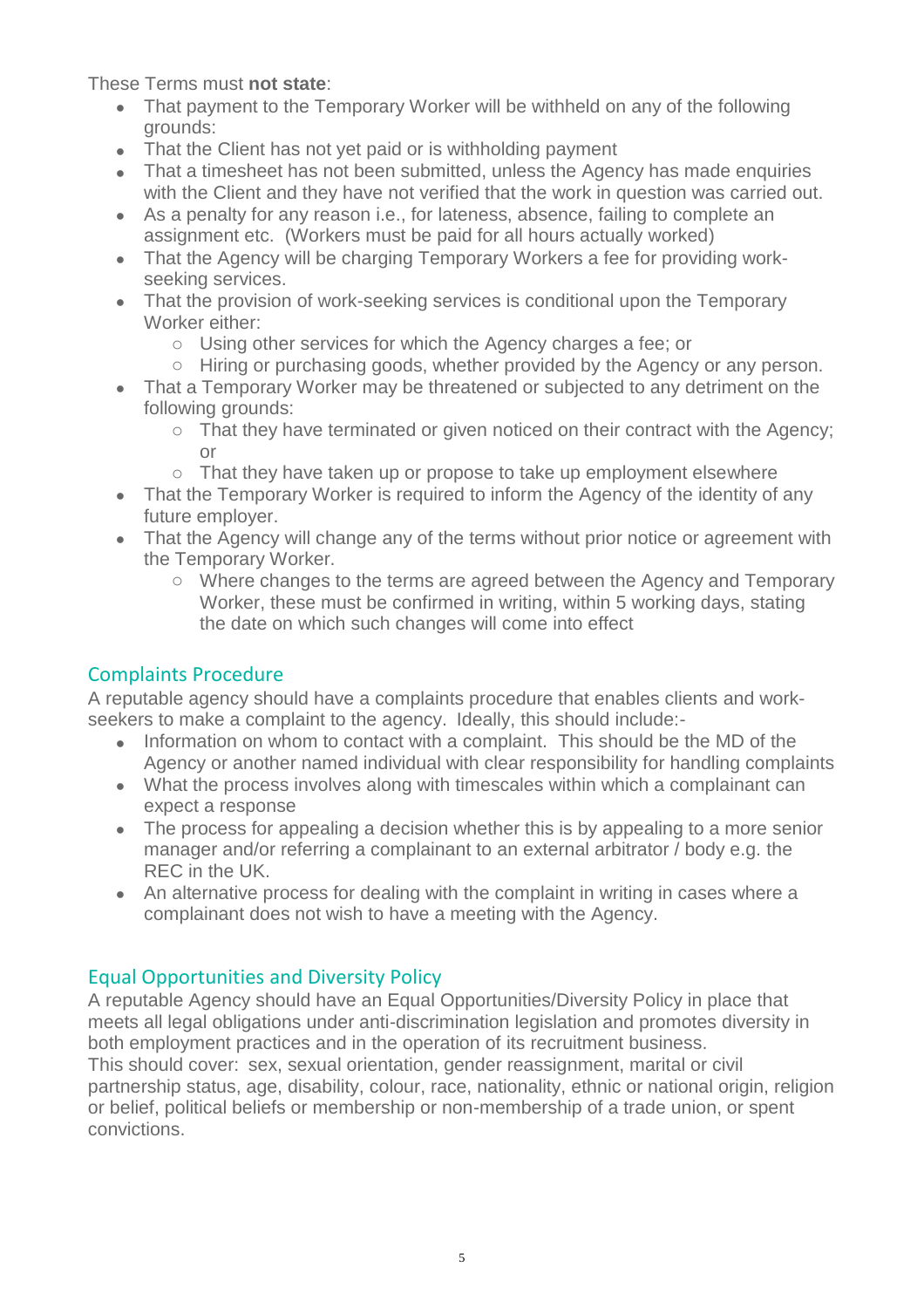These Terms must **not state**:

- That payment to the Temporary Worker will be withheld on any of the following grounds:
- That the Client has not yet paid or is withholding payment
- That a timesheet has not been submitted, unless the Agency has made enquiries with the Client and they have not verified that the work in question was carried out.
- As a penalty for any reason i.e., for lateness, absence, failing to complete an assignment etc. (Workers must be paid for all hours actually worked)
- That the Agency will be charging Temporary Workers a fee for providing work-seeking services.
- That the provision of work-seeking services is conditional upon the Temporary Worker either:
    - Using other services for which the Agency charges a fee; or
    - Hiring or purchasing goods, whether provided by the Agency or any person.
- That a Temporary Worker may be threatened or subjected to any detriment on the following grounds:
    - That they have terminated or given noticed on their contract with the Agency; or
    - That they have taken up or propose to take up employment elsewhere
- That the Temporary Worker is required to inform the Agency of the identity of any future employer.
- That the Agency will change any of the terms without prior notice or agreement with the Temporary Worker.
    - Where changes to the terms are agreed between the Agency and Temporary Worker, these must be confirmed in writing, within 5 working days, stating the date on which such changes will come into effect

## Complaints Procedure

A reputable agency should have a complaints procedure that enables clients and work-seekers to make a complaint to the agency. Ideally, this should include:-

- Information on whom to contact with a complaint. This should be the MD of the Agency or another named individual with clear responsibility for handling complaints
- What the process involves along with timescales within which a complainant can expect a response
- The process for appealing a decision whether this is by appealing to a more senior manager and/or referring a complainant to an external arbitrator / body e.g. the REC in the UK.
- An alternative process for dealing with the complaint in writing in cases where a complainant does not wish to have a meeting with the Agency.

## Equal Opportunities and Diversity Policy

A reputable Agency should have an Equal Opportunities/Diversity Policy in place that meets all legal obligations under anti-discrimination legislation and promotes diversity in both employment practices and in the operation of its recruitment business.
This should cover: sex, sexual orientation, gender reassignment, marital or civil partnership status, age, disability, colour, race, nationality, ethnic or national origin, religion or belief, political beliefs or membership or non-membership of a trade union, or spent convictions.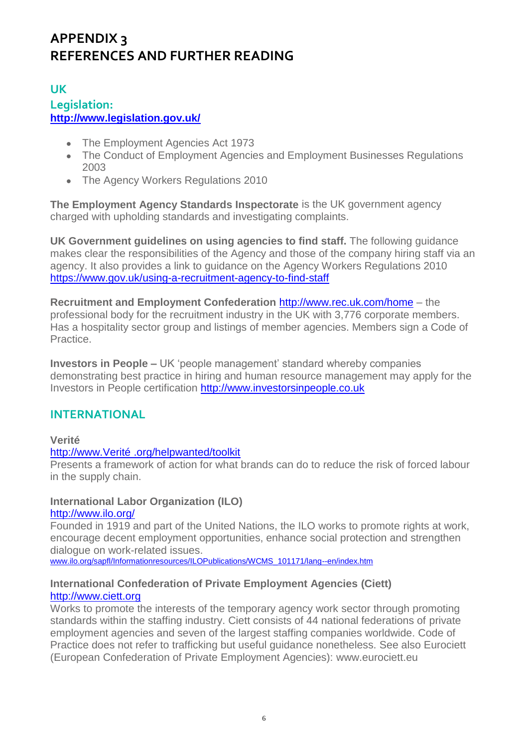# APPENDIX 3
# REFERENCES AND FURTHER READING

## UK

### Legislation:

**http://www.legislation.gov.uk/**

- The Employment Agencies Act 1973
- The Conduct of Employment Agencies and Employment Businesses Regulations 2003
- The Agency Workers Regulations 2010

**The Employment Agency Standards Inspectorate** is the UK government agency charged with upholding standards and investigating complaints.

**UK Government guidelines on using agencies to find staff.** The following guidance makes clear the responsibilities of the Agency and those of the company hiring staff via an agency. It also provides a link to guidance on the Agency Workers Regulations 2010 https://www.gov.uk/using-a-recruitment-agency-to-find-staff

**Recruitment and Employment Confederation** http://www.rec.uk.com/home – the professional body for the recruitment industry in the UK with 3,776 corporate members. Has a hospitality sector group and listings of member agencies. Members sign a Code of Practice.

**Investors in People –** UK 'people management' standard whereby companies demonstrating best practice in hiring and human resource management may apply for the Investors in People certification http://www.investorsinpeople.co.uk

## INTERNATIONAL

**Verité**

http://www.Verité .org/helpwanted/toolkit

Presents a framework of action for what brands can do to reduce the risk of forced labour in the supply chain.

**International Labor Organization (ILO)**

http://www.ilo.org/

Founded in 1919 and part of the United Nations, the ILO works to promote rights at work, encourage decent employment opportunities, enhance social protection and strengthen dialogue on work-related issues.

www.ilo.org/sapfl/Informationresources/ILOPublications/WCMS_101171/lang--en/index.htm

**International Confederation of Private Employment Agencies (Ciett)**

http://www.ciett.org

Works to promote the interests of the temporary agency work sector through promoting standards within the staffing industry. Ciett consists of 44 national federations of private employment agencies and seven of the largest staffing companies worldwide. Code of Practice does not refer to trafficking but useful guidance nonetheless. See also Eurociett (European Confederation of Private Employment Agencies): www.eurociett.eu